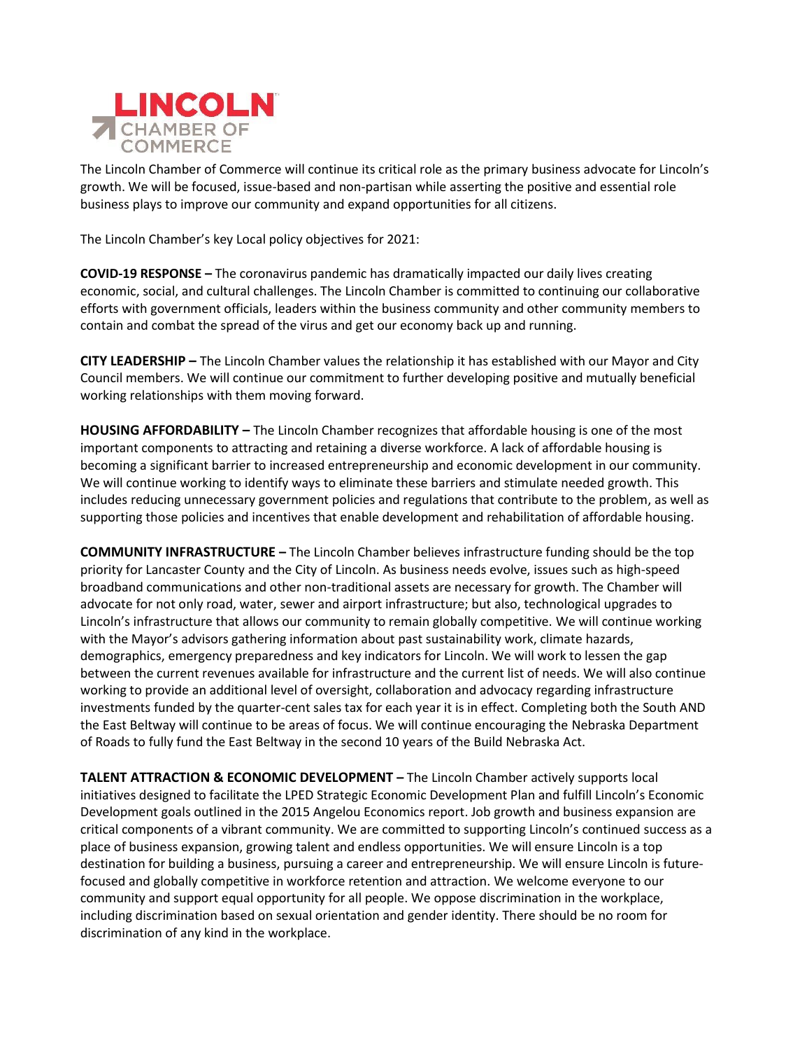**LINCOLN CHAMBER OF COMMERCE**

The Lincoln Chamber of Commerce will continue its critical role as the primary business advocate for Lincoln's growth. We will be focused, issue-based and non-partisan while asserting the positive and essential role business plays to improve our community and expand opportunities for all citizens.

The Lincoln Chamber's key Local policy objectives for 2021:

**COVID-19 RESPONSE –** The coronavirus pandemic has dramatically impacted our daily lives creating economic, social, and cultural challenges. The Lincoln Chamber is committed to continuing our collaborative efforts with government officials, leaders within the business community and other community members to contain and combat the spread of the virus and get our economy back up and running.

**CITY LEADERSHIP –** The Lincoln Chamber values the relationship it has established with our Mayor and City Council members. We will continue our commitment to further developing positive and mutually beneficial working relationships with them moving forward.

**HOUSING AFFORDABILITY –** The Lincoln Chamber recognizes that affordable housing is one of the most important components to attracting and retaining a diverse workforce. A lack of affordable housing is becoming a significant barrier to increased entrepreneurship and economic development in our community. We will continue working to identify ways to eliminate these barriers and stimulate needed growth. This includes reducing unnecessary government policies and regulations that contribute to the problem, as well as supporting those policies and incentives that enable development and rehabilitation of affordable housing.

**COMMUNITY INFRASTRUCTURE –** The Lincoln Chamber believes infrastructure funding should be the top priority for Lancaster County and the City of Lincoln. As business needs evolve, issues such as high-speed broadband communications and other non-traditional assets are necessary for growth. The Chamber will advocate for not only road, water, sewer and airport infrastructure; but also, technological upgrades to Lincoln's infrastructure that allows our community to remain globally competitive. We will continue working with the Mayor's advisors gathering information about past sustainability work, climate hazards, demographics, emergency preparedness and key indicators for Lincoln. We will work to lessen the gap between the current revenues available for infrastructure and the current list of needs. We will also continue working to provide an additional level of oversight, collaboration and advocacy regarding infrastructure investments funded by the quarter-cent sales tax for each year it is in effect. Completing both the South AND the East Beltway will continue to be areas of focus. We will continue encouraging the Nebraska Department of Roads to fully fund the East Beltway in the second 10 years of the Build Nebraska Act.

**TALENT ATTRACTION & ECONOMIC DEVELOPMENT –** The Lincoln Chamber actively supports local initiatives designed to facilitate the LPED Strategic Economic Development Plan and fulfill Lincoln's Economic Development goals outlined in the 2015 Angelou Economics report. Job growth and business expansion are critical components of a vibrant community. We are committed to supporting Lincoln's continued success as a place of business expansion, growing talent and endless opportunities. We will ensure Lincoln is a top destination for building a business, pursuing a career and entrepreneurship. We will ensure Lincoln is future-focused and globally competitive in workforce retention and attraction. We welcome everyone to our community and support equal opportunity for all people. We oppose discrimination in the workplace, including discrimination based on sexual orientation and gender identity. There should be no room for discrimination of any kind in the workplace.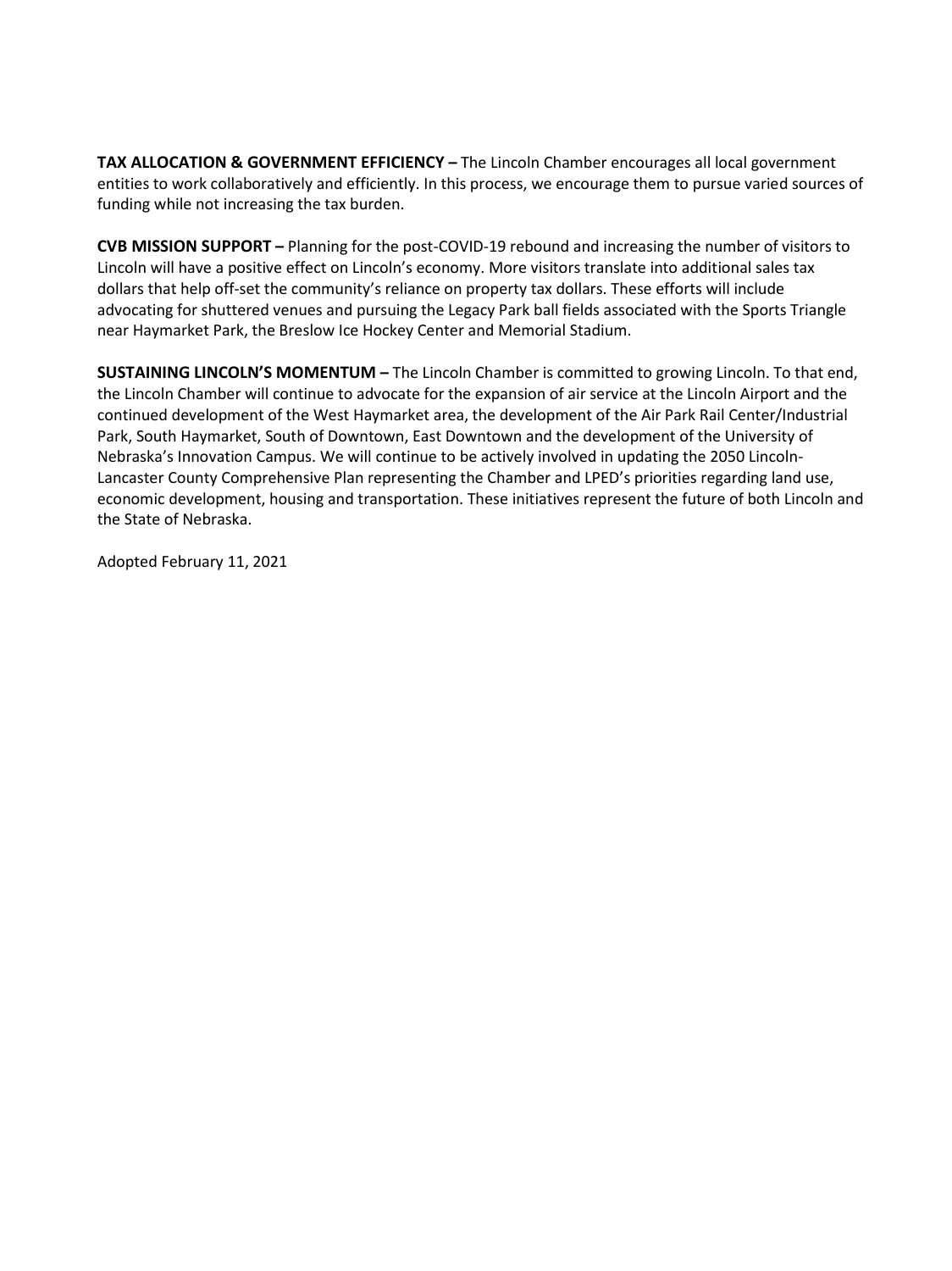**TAX ALLOCATION & GOVERNMENT EFFICIENCY –** The Lincoln Chamber encourages all local government entities to work collaboratively and efficiently. In this process, we encourage them to pursue varied sources of funding while not increasing the tax burden.

**CVB MISSION SUPPORT –** Planning for the post-COVID-19 rebound and increasing the number of visitors to Lincoln will have a positive effect on Lincoln's economy. More visitors translate into additional sales tax dollars that help off-set the community's reliance on property tax dollars. These efforts will include advocating for shuttered venues and pursuing the Legacy Park ball fields associated with the Sports Triangle near Haymarket Park, the Breslow Ice Hockey Center and Memorial Stadium.

**SUSTAINING LINCOLN'S MOMENTUM –** The Lincoln Chamber is committed to growing Lincoln. To that end, the Lincoln Chamber will continue to advocate for the expansion of air service at the Lincoln Airport and the continued development of the West Haymarket area, the development of the Air Park Rail Center/Industrial Park, South Haymarket, South of Downtown, East Downtown and the development of the University of Nebraska's Innovation Campus. We will continue to be actively involved in updating the 2050 Lincoln-Lancaster County Comprehensive Plan representing the Chamber and LPED's priorities regarding land use, economic development, housing and transportation. These initiatives represent the future of both Lincoln and the State of Nebraska.

Adopted February 11, 2021